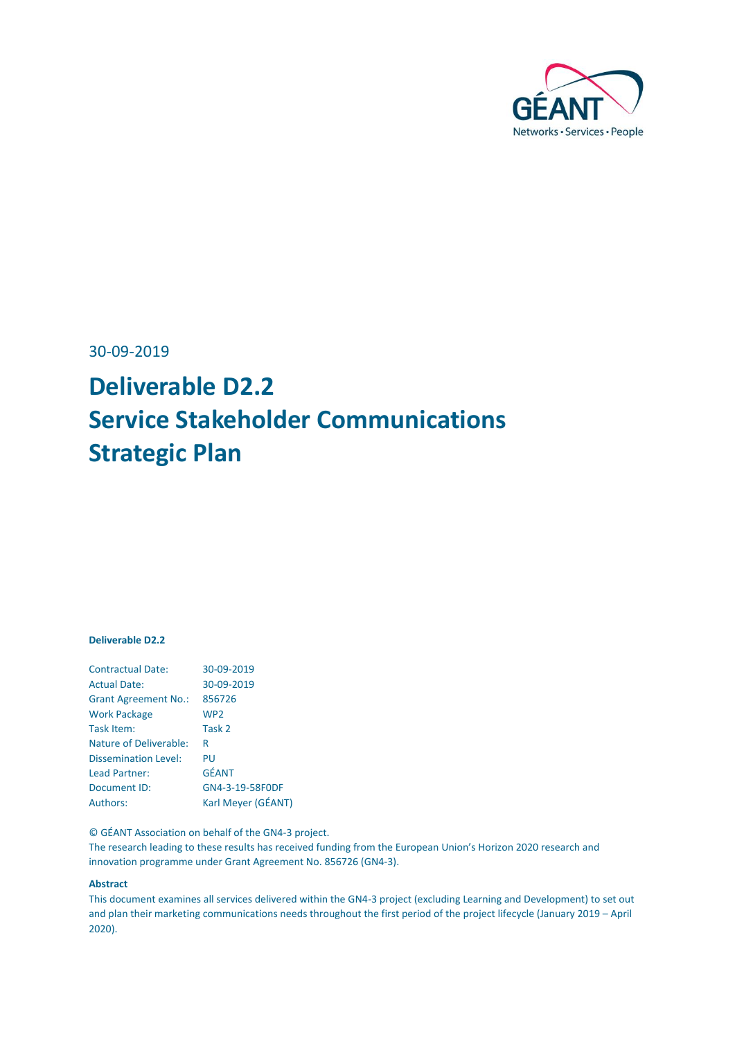GÉANT

Networks • Services • People

30-09-2019

# Deliverable D2.2
# Service Stakeholder Communications Strategic Plan

**Deliverable D2.2**

| | |
|---|---|
| Contractual Date: | 30-09-2019 |
| Actual Date: | 30-09-2019 |
| Grant Agreement No.: | 856726 |
| Work Package | WP2 |
| Task Item: | Task 2 |
| Nature of Deliverable: | R |
| Dissemination Level: | PU |
| Lead Partner: | GÉANT |
| Document ID: | GN4-3-19-58F0DF |
| Authors: | Karl Meyer (GÉANT) |

© GÉANT Association on behalf of the GN4-3 project.
The research leading to these results has received funding from the European Union's Horizon 2020 research and innovation programme under Grant Agreement No. 856726 (GN4-3).

**Abstract**

This document examines all services delivered within the GN4-3 project (excluding Learning and Development) to set out and plan their marketing communications needs throughout the first period of the project lifecycle (January 2019 – April 2020).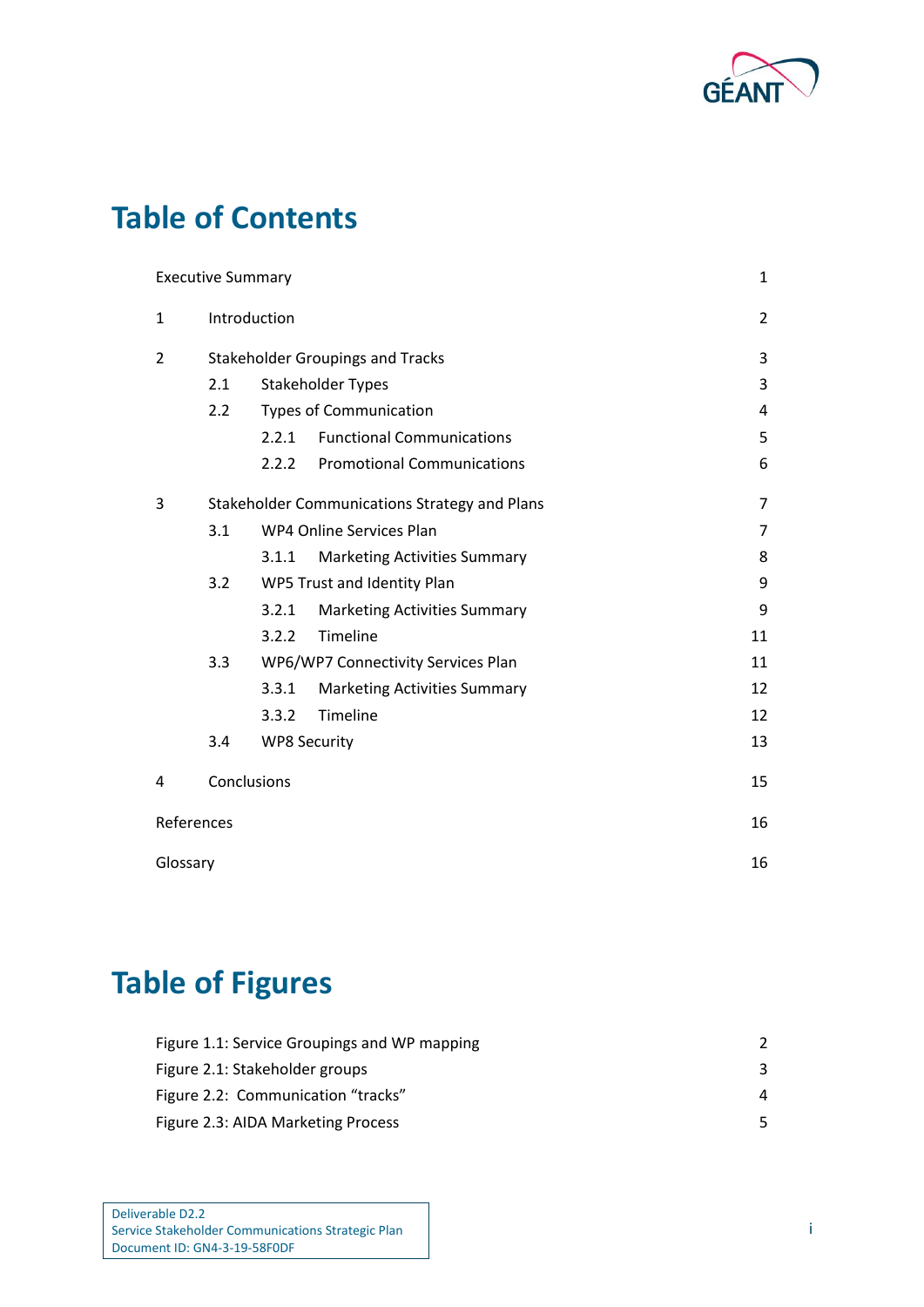# Table of Contents

| | | |
|---|---|---|
| Executive Summary | | 1 |
| 1 | Introduction | 2 |
| 2 | Stakeholder Groupings and Tracks | 3 |
| | 2.1 Stakeholder Types | 3 |
| | 2.2 Types of Communication | 4 |
| | 2.2.1 Functional Communications | 5 |
| | 2.2.2 Promotional Communications | 6 |
| 3 | Stakeholder Communications Strategy and Plans | 7 |
| | 3.1 WP4 Online Services Plan | 7 |
| | 3.1.1 Marketing Activities Summary | 8 |
| | 3.2 WP5 Trust and Identity Plan | 9 |
| | 3.2.1 Marketing Activities Summary | 9 |
| | 3.2.2 Timeline | 11 |
| | 3.3 WP6/WP7 Connectivity Services Plan | 11 |
| | 3.3.1 Marketing Activities Summary | 12 |
| | 3.3.2 Timeline | 12 |
| | 3.4 WP8 Security | 13 |
| 4 | Conclusions | 15 |
| References | | 16 |
| Glossary | | 16 |

# Table of Figures

| | |
|---|---|
| Figure 1.1: Service Groupings and WP mapping | 2 |
| Figure 2.1: Stakeholder groups | 3 |
| Figure 2.2: Communication "tracks" | 4 |
| Figure 2.3: AIDA Marketing Process | 5 |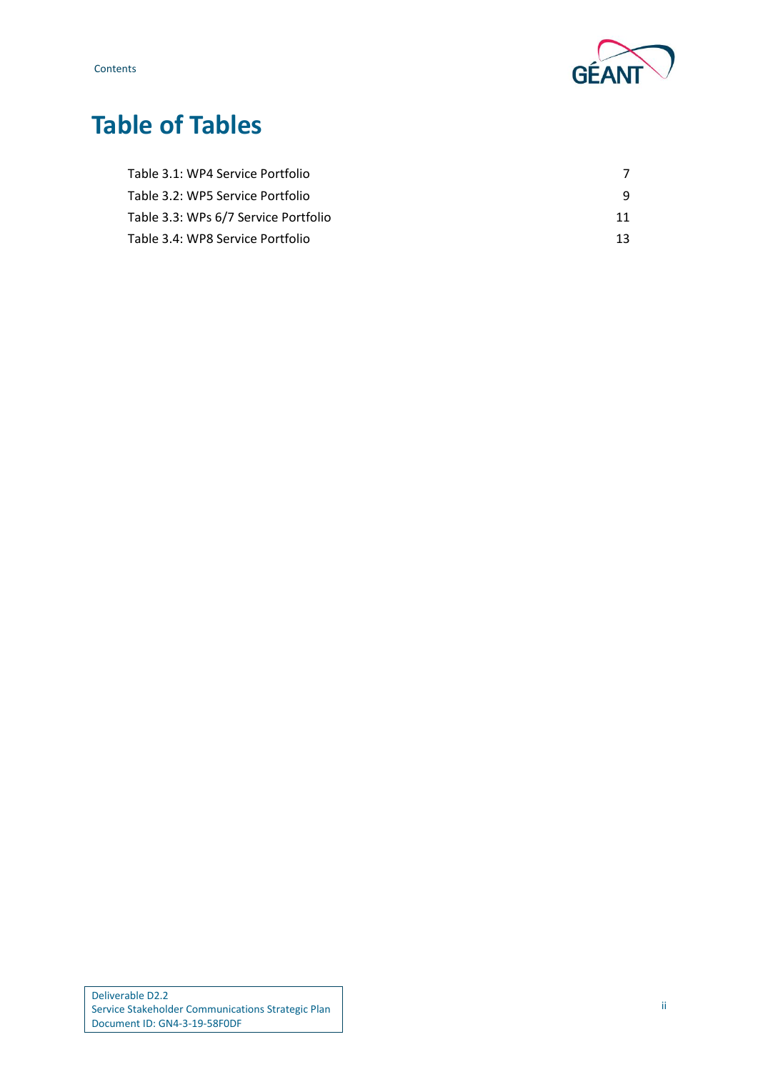# Table of Tables

Table 3.1: WP4 Service Portfolio 7

Table 3.2: WP5 Service Portfolio 9

Table 3.3: WPs 6/7 Service Portfolio 11

Table 3.4: WP8 Service Portfolio 13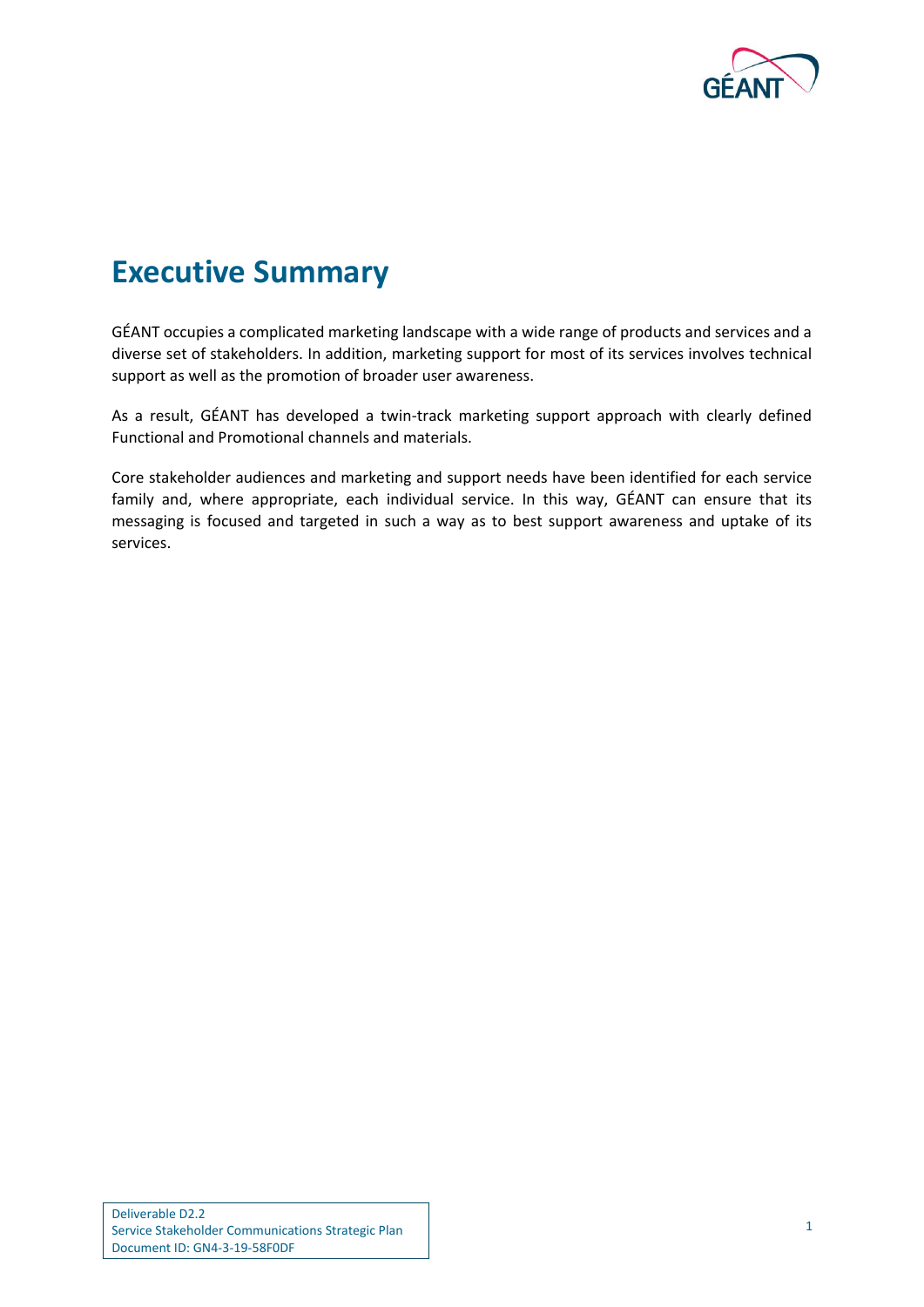# Executive Summary

GÉANT occupies a complicated marketing landscape with a wide range of products and services and a diverse set of stakeholders. In addition, marketing support for most of its services involves technical support as well as the promotion of broader user awareness.

As a result, GÉANT has developed a twin-track marketing support approach with clearly defined Functional and Promotional channels and materials.

Core stakeholder audiences and marketing and support needs have been identified for each service family and, where appropriate, each individual service. In this way, GÉANT can ensure that its messaging is focused and targeted in such a way as to best support awareness and uptake of its services.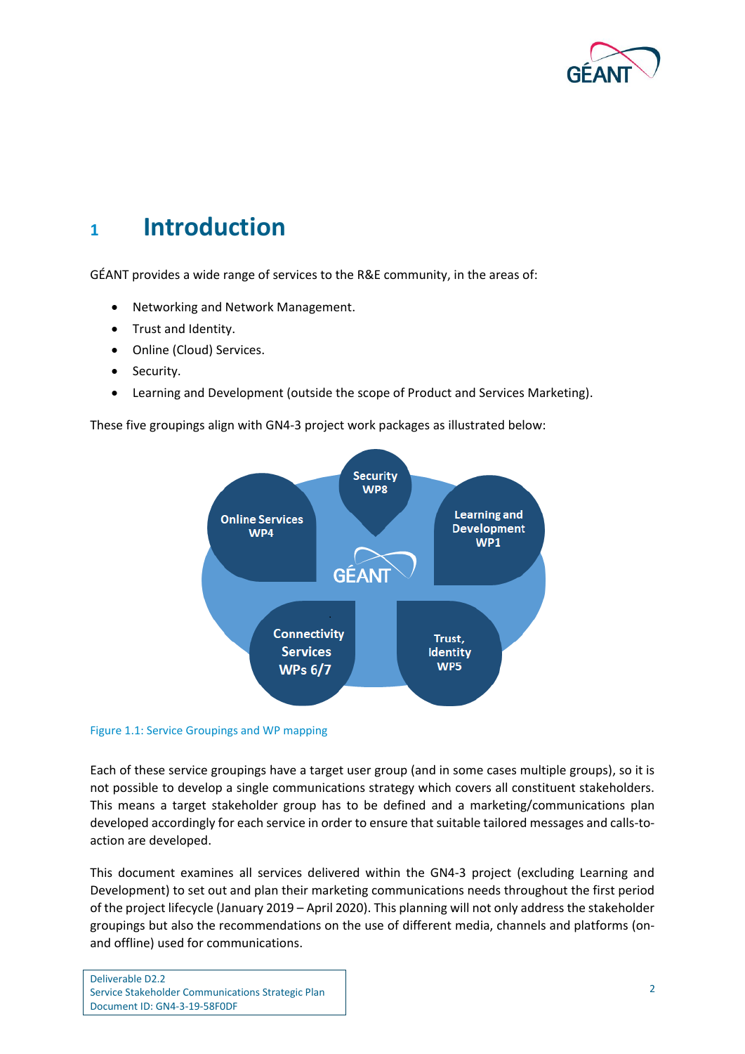# 1 Introduction

GÉANT provides a wide range of services to the R&E community, in the areas of:

- Networking and Network Management.
- Trust and Identity.
- Online (Cloud) Services.
- Security.
- Learning and Development (outside the scope of Product and Services Marketing).

These five groupings align with GN4-3 project work packages as illustrated below:

Figure 1.1: Service Groupings and WP mapping

Each of these service groupings have a target user group (and in some cases multiple groups), so it is not possible to develop a single communications strategy which covers all constituent stakeholders. This means a target stakeholder group has to be defined and a marketing/communications plan developed accordingly for each service in order to ensure that suitable tailored messages and calls-to-action are developed.

This document examines all services delivered within the GN4-3 project (excluding Learning and Development) to set out and plan their marketing communications needs throughout the first period of the project lifecycle (January 2019 – April 2020). This planning will not only address the stakeholder groupings but also the recommendations on the use of different media, channels and platforms (on- and offline) used for communications.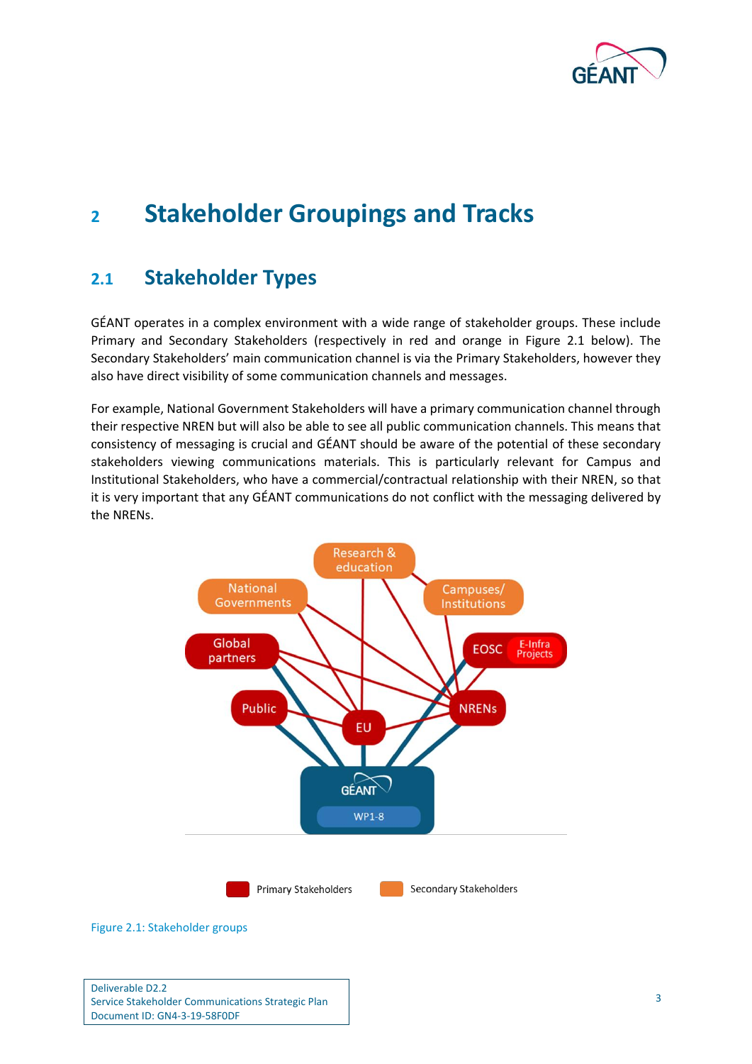# 2 Stakeholder Groupings and Tracks

## 2.1 Stakeholder Types

GÉANT operates in a complex environment with a wide range of stakeholder groups. These include Primary and Secondary Stakeholders (respectively in red and orange in Figure 2.1 below). The Secondary Stakeholders' main communication channel is via the Primary Stakeholders, however they also have direct visibility of some communication channels and messages.

For example, National Government Stakeholders will have a primary communication channel through their respective NREN but will also be able to see all public communication channels. This means that consistency of messaging is crucial and GÉANT should be aware of the potential of these secondary stakeholders viewing communications materials. This is particularly relevant for Campus and Institutional Stakeholders, who have a commercial/contractual relationship with their NREN, so that it is very important that any GÉANT communications do not conflict with the messaging delivered by the NRENs.

Figure 2.1: Stakeholder groups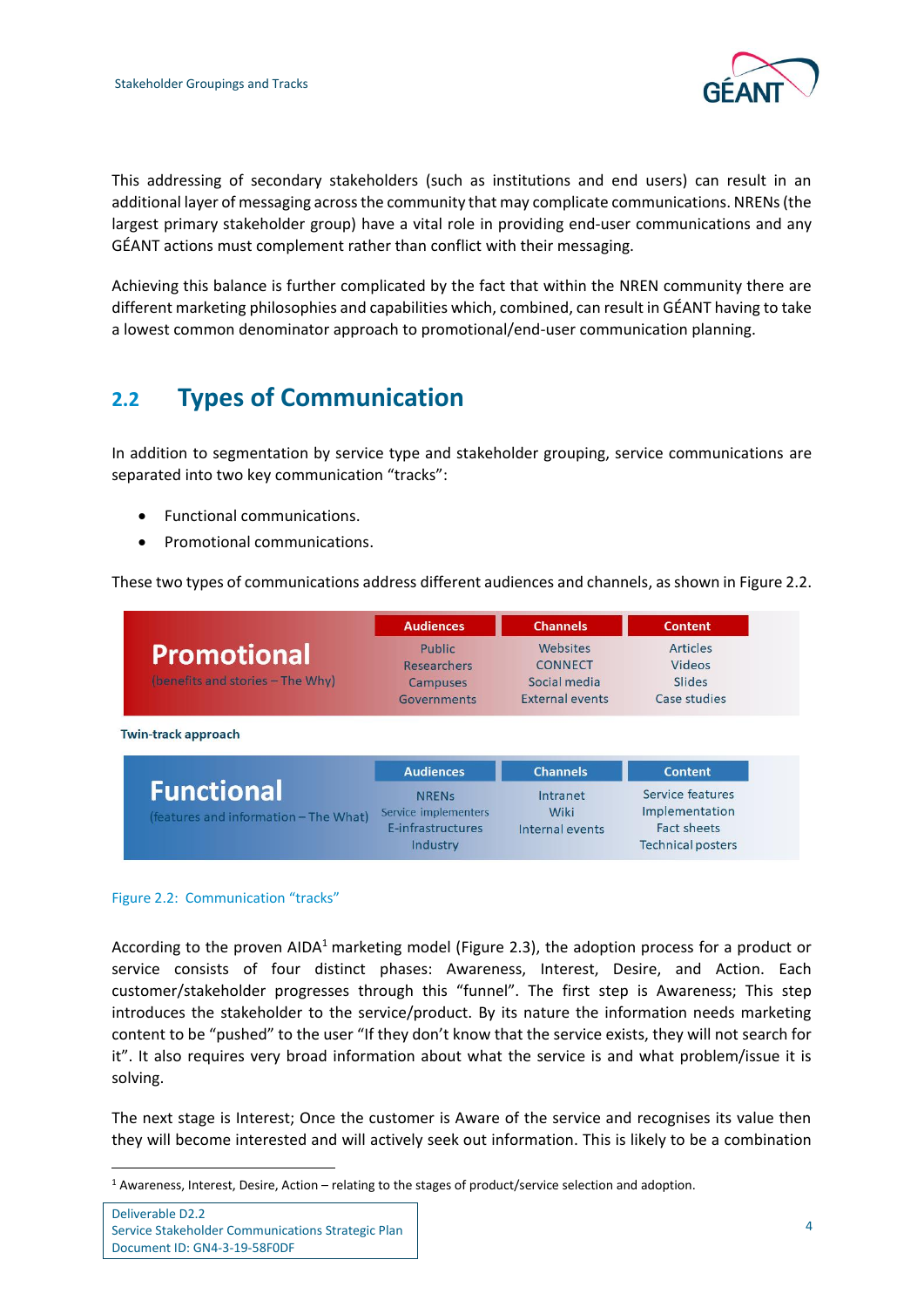This addressing of secondary stakeholders (such as institutions and end users) can result in an additional layer of messaging across the community that may complicate communications. NRENs (the largest primary stakeholder group) have a vital role in providing end-user communications and any GÉANT actions must complement rather than conflict with their messaging.

Achieving this balance is further complicated by the fact that within the NREN community there are different marketing philosophies and capabilities which, combined, can result in GÉANT having to take a lowest common denominator approach to promotional/end-user communication planning.

## 2.2 Types of Communication

In addition to segmentation by service type and stakeholder grouping, service communications are separated into two key communication "tracks":

- Functional communications.
- Promotional communications.

These two types of communications address different audiences and channels, as shown in Figure 2.2.

Twin-track approach

| | Audiences | Channels | Content |
|---|---|---|---|
| **Promotional** (benefits and stories – The Why) | Public<br>Researchers<br>Campuses<br>Governments | Websites<br>CONNECT<br>Social media<br>External events | Articles<br>Videos<br>Slides<br>Case studies |
| **Functional** (features and information – The What) | NRENs<br>Service implementers<br>E-infrastructures<br>Industry | Intranet<br>Wiki<br>Internal events | Service features<br>Implementation<br>Fact sheets<br>Technical posters |

Figure 2.2: Communication "tracks"

According to the proven AIDA[1] marketing model (Figure 2.3), the adoption process for a product or service consists of four distinct phases: Awareness, Interest, Desire, and Action. Each customer/stakeholder progresses through this "funnel". The first step is Awareness; This step introduces the stakeholder to the service/product. By its nature the information needs marketing content to be "pushed" to the user "If they don't know that the service exists, they will not search for it". It also requires very broad information about what the service is and what problem/issue it is solving.

The next stage is Interest; Once the customer is Aware of the service and recognises its value then they will become interested and will actively seek out information. This is likely to be a combination

[1] Awareness, Interest, Desire, Action – relating to the stages of product/service selection and adoption.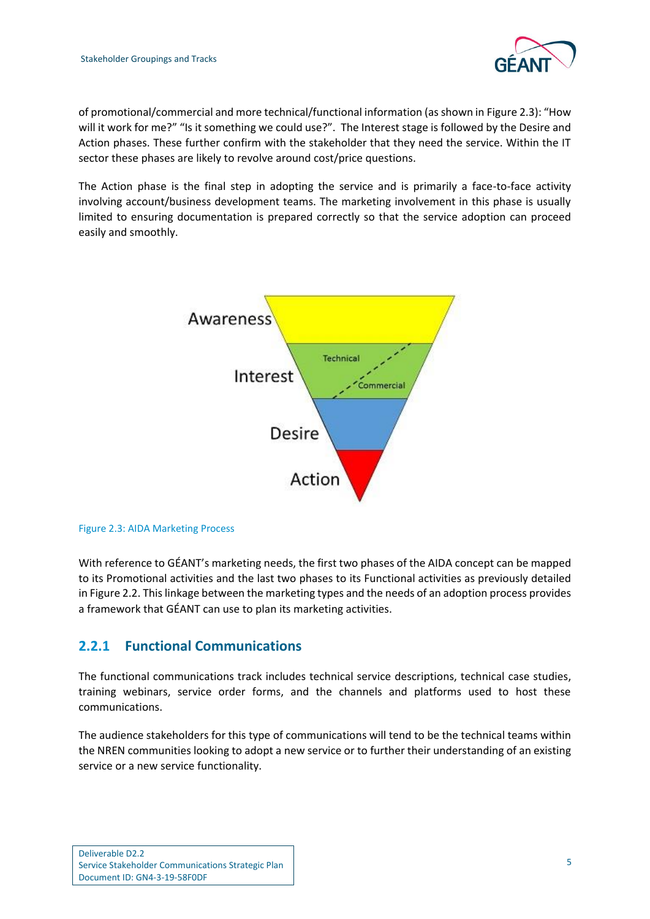of promotional/commercial and more technical/functional information (as shown in Figure 2.3): "How will it work for me?" "Is it something we could use?". The Interest stage is followed by the Desire and Action phases. These further confirm with the stakeholder that they need the service. Within the IT sector these phases are likely to revolve around cost/price questions.

The Action phase is the final step in adopting the service and is primarily a face-to-face activity involving account/business development teams. The marketing involvement in this phase is usually limited to ensuring documentation is prepared correctly so that the service adoption can proceed easily and smoothly.

Figure 2.3: AIDA Marketing Process

With reference to GÉANT's marketing needs, the first two phases of the AIDA concept can be mapped to its Promotional activities and the last two phases to its Functional activities as previously detailed in Figure 2.2. This linkage between the marketing types and the needs of an adoption process provides a framework that GÉANT can use to plan its marketing activities.

### 2.2.1 Functional Communications

The functional communications track includes technical service descriptions, technical case studies, training webinars, service order forms, and the channels and platforms used to host these communications.

The audience stakeholders for this type of communications will tend to be the technical teams within the NREN communities looking to adopt a new service or to further their understanding of an existing service or a new service functionality.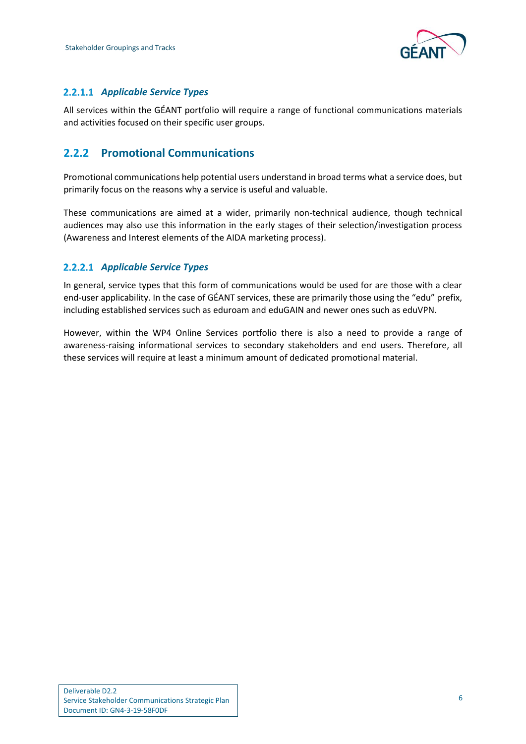#### 2.2.1.1 *Applicable Service Types*

All services within the GÉANT portfolio will require a range of functional communications materials and activities focused on their specific user groups.

### 2.2.2 Promotional Communications

Promotional communications help potential users understand in broad terms what a service does, but primarily focus on the reasons why a service is useful and valuable.

These communications are aimed at a wider, primarily non-technical audience, though technical audiences may also use this information in the early stages of their selection/investigation process (Awareness and Interest elements of the AIDA marketing process).

#### 2.2.2.1 *Applicable Service Types*

In general, service types that this form of communications would be used for are those with a clear end-user applicability. In the case of GÉANT services, these are primarily those using the “edu” prefix, including established services such as eduroam and eduGAIN and newer ones such as eduVPN.

However, within the WP4 Online Services portfolio there is also a need to provide a range of awareness-raising informational services to secondary stakeholders and end users. Therefore, all these services will require at least a minimum amount of dedicated promotional material.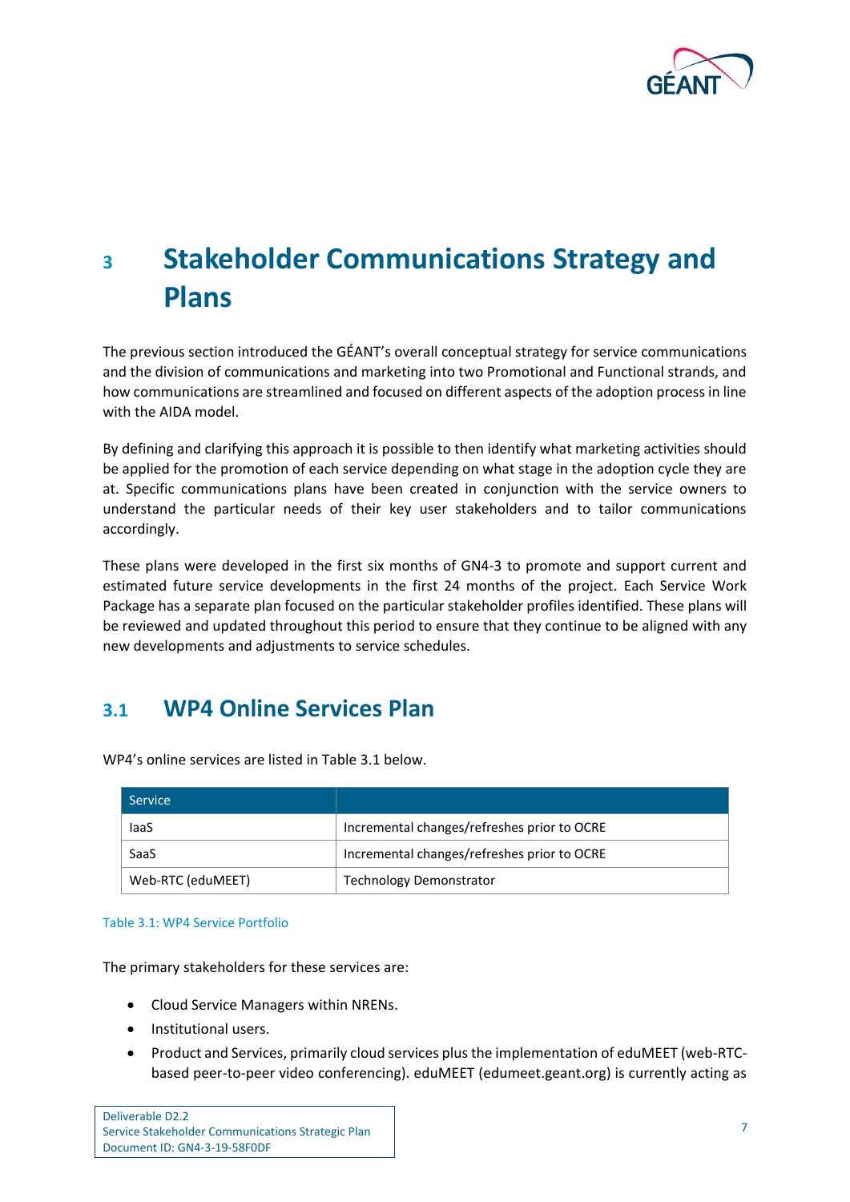# 3 Stakeholder Communications Strategy and Plans

The previous section introduced the GÉANT's overall conceptual strategy for service communications and the division of communications and marketing into two Promotional and Functional strands, and how communications are streamlined and focused on different aspects of the adoption process in line with the AIDA model.

By defining and clarifying this approach it is possible to then identify what marketing activities should be applied for the promotion of each service depending on what stage in the adoption cycle they are at. Specific communications plans have been created in conjunction with the service owners to understand the particular needs of their key user stakeholders and to tailor communications accordingly.

These plans were developed in the first six months of GN4-3 to promote and support current and estimated future service developments in the first 24 months of the project. Each Service Work Package has a separate plan focused on the particular stakeholder profiles identified. These plans will be reviewed and updated throughout this period to ensure that they continue to be aligned with any new developments and adjustments to service schedules.

## 3.1 WP4 Online Services Plan

WP4's online services are listed in Table 3.1 below.

| Service | |
|---|---|
| IaaS | Incremental changes/refreshes prior to OCRE |
| SaaS | Incremental changes/refreshes prior to OCRE |
| Web-RTC (eduMEET) | Technology Demonstrator |

Table 3.1: WP4 Service Portfolio

The primary stakeholders for these services are:

- Cloud Service Managers within NRENs.
- Institutional users.
- Product and Services, primarily cloud services plus the implementation of eduMEET (web-RTC-based peer-to-peer video conferencing). eduMEET (edumeet.geant.org) is currently acting as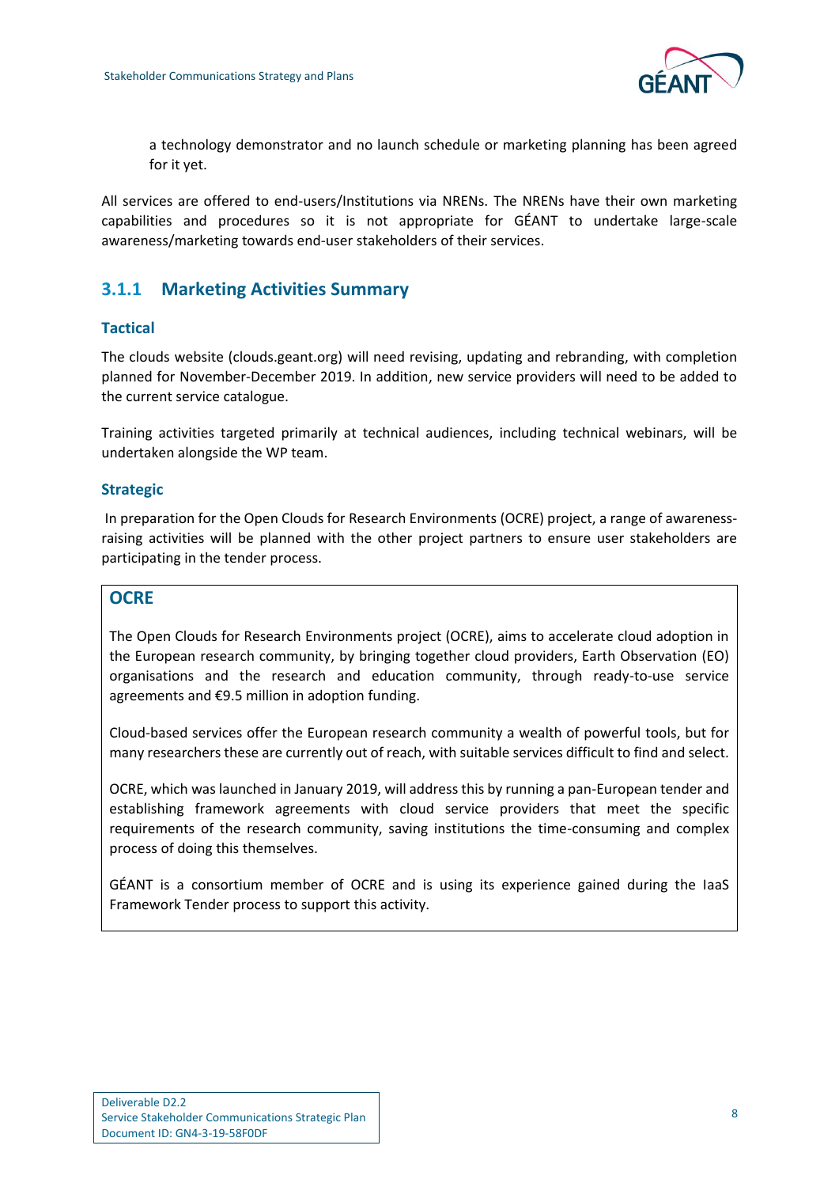a technology demonstrator and no launch schedule or marketing planning has been agreed for it yet.

All services are offered to end-users/Institutions via NRENs. The NRENs have their own marketing capabilities and procedures so it is not appropriate for GÉANT to undertake large-scale awareness/marketing towards end-user stakeholders of their services.

### 3.1.1 Marketing Activities Summary

#### Tactical

The clouds website (clouds.geant.org) will need revising, updating and rebranding, with completion planned for November-December 2019. In addition, new service providers will need to be added to the current service catalogue.

Training activities targeted primarily at technical audiences, including technical webinars, will be undertaken alongside the WP team.

#### Strategic

In preparation for the Open Clouds for Research Environments (OCRE) project, a range of awareness-raising activities will be planned with the other project partners to ensure user stakeholders are participating in the tender process.

#### OCRE

The Open Clouds for Research Environments project (OCRE), aims to accelerate cloud adoption in the European research community, by bringing together cloud providers, Earth Observation (EO) organisations and the research and education community, through ready-to-use service agreements and €9.5 million in adoption funding.

Cloud-based services offer the European research community a wealth of powerful tools, but for many researchers these are currently out of reach, with suitable services difficult to find and select.

OCRE, which was launched in January 2019, will address this by running a pan-European tender and establishing framework agreements with cloud service providers that meet the specific requirements of the research community, saving institutions the time-consuming and complex process of doing this themselves.

GÉANT is a consortium member of OCRE and is using its experience gained during the IaaS Framework Tender process to support this activity.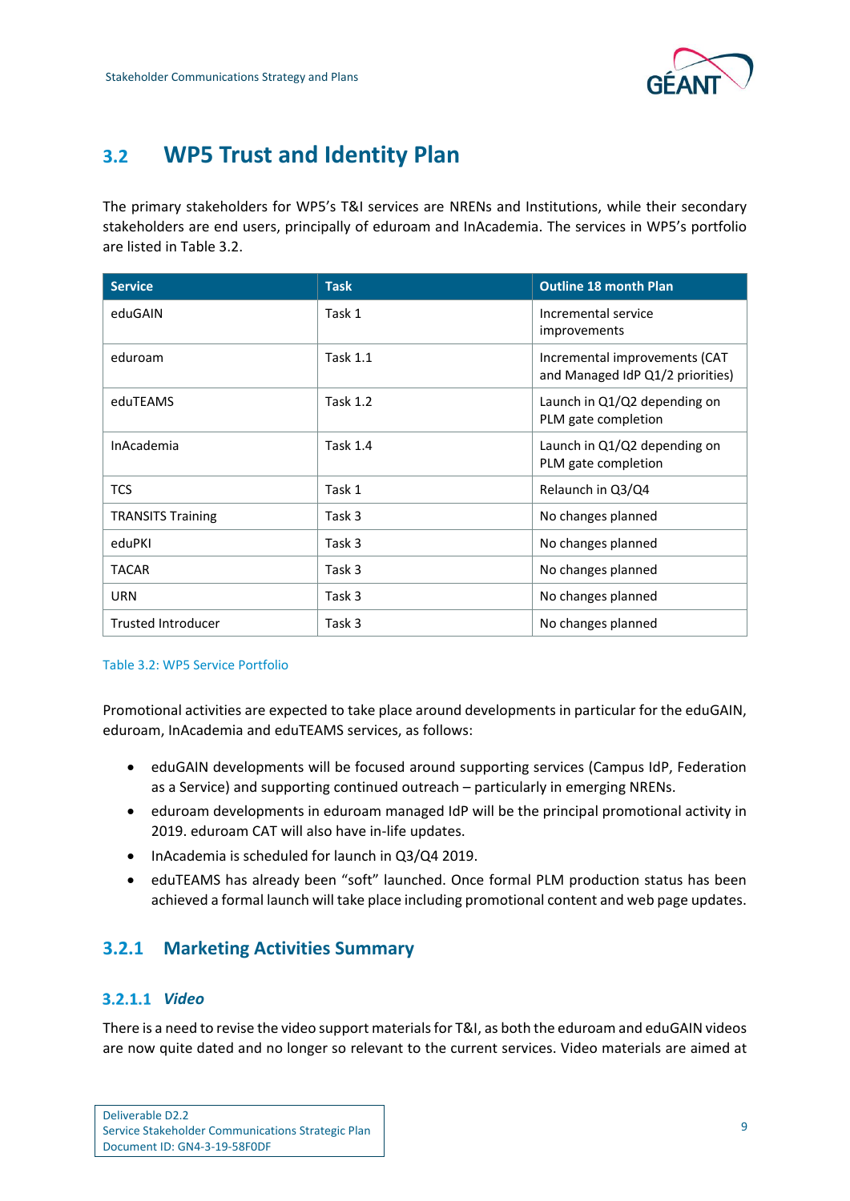## 3.2 WP5 Trust and Identity Plan

The primary stakeholders for WP5's T&I services are NRENs and Institutions, while their secondary stakeholders are end users, principally of eduroam and InAcademia. The services in WP5's portfolio are listed in Table 3.2.

| Service | Task | Outline 18 month Plan |
|---|---|---|
| eduGAIN | Task 1 | Incremental service improvements |
| eduroam | Task 1.1 | Incremental improvements (CAT and Managed IdP Q1/2 priorities) |
| eduTEAMS | Task 1.2 | Launch in Q1/Q2 depending on PLM gate completion |
| InAcademia | Task 1.4 | Launch in Q1/Q2 depending on PLM gate completion |
| TCS | Task 1 | Relaunch in Q3/Q4 |
| TRANSITS Training | Task 3 | No changes planned |
| eduPKI | Task 3 | No changes planned |
| TACAR | Task 3 | No changes planned |
| URN | Task 3 | No changes planned |
| Trusted Introducer | Task 3 | No changes planned |

Table 3.2: WP5 Service Portfolio

Promotional activities are expected to take place around developments in particular for the eduGAIN, eduroam, InAcademia and eduTEAMS services, as follows:

- eduGAIN developments will be focused around supporting services (Campus IdP, Federation as a Service) and supporting continued outreach – particularly in emerging NRENs.
- eduroam developments in eduroam managed IdP will be the principal promotional activity in 2019. eduroam CAT will also have in-life updates.
- InAcademia is scheduled for launch in Q3/Q4 2019.
- eduTEAMS has already been "soft" launched. Once formal PLM production status has been achieved a formal launch will take place including promotional content and web page updates.

### 3.2.1 Marketing Activities Summary

#### 3.2.1.1 *Video*

There is a need to revise the video support materials for T&I, as both the eduroam and eduGAIN videos are now quite dated and no longer so relevant to the current services. Video materials are aimed at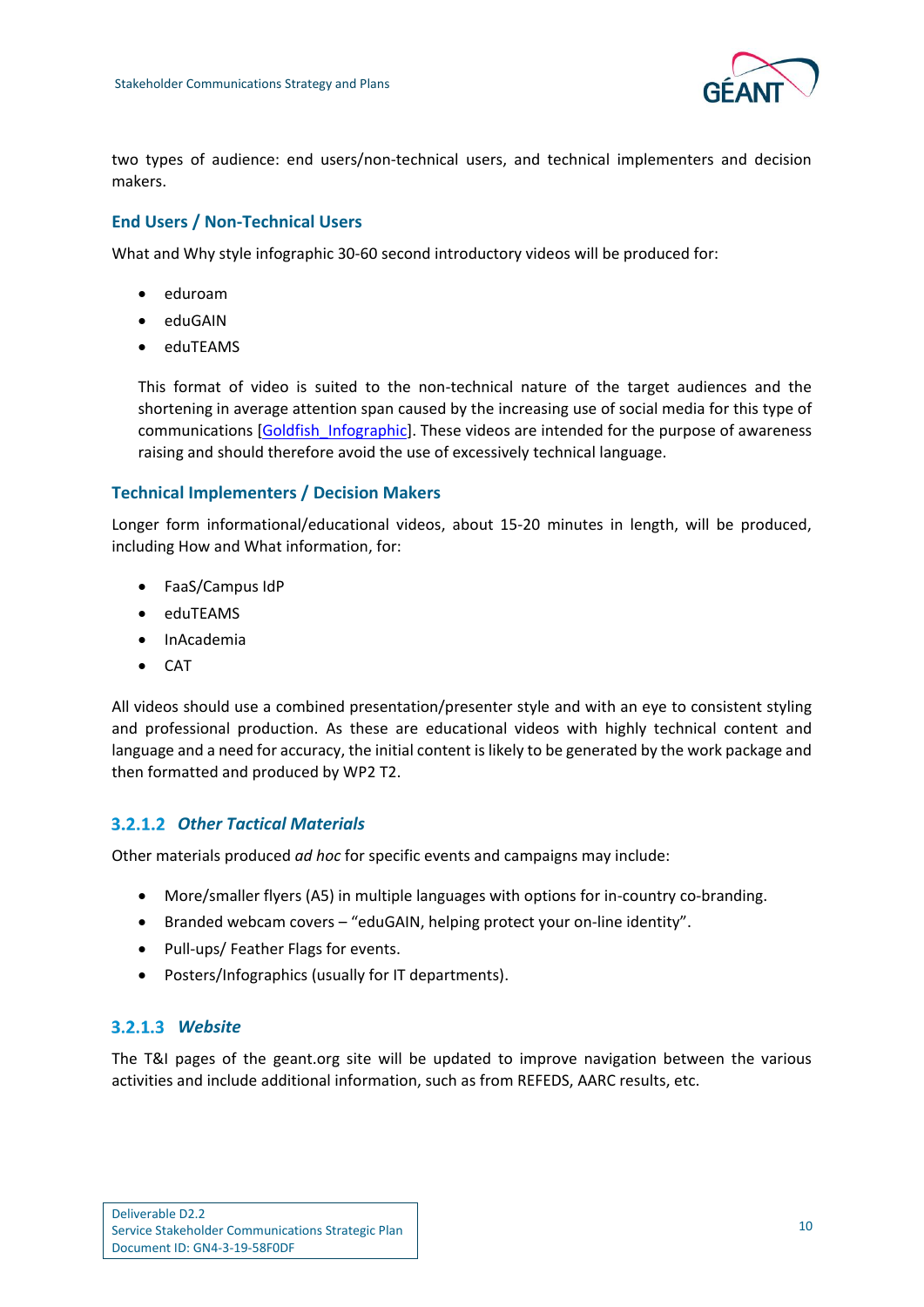two types of audience: end users/non-technical users, and technical implementers and decision makers.

#### End Users / Non-Technical Users

What and Why style infographic 30-60 second introductory videos will be produced for:

- eduroam
- eduGAIN
- eduTEAMS

This format of video is suited to the non-technical nature of the target audiences and the shortening in average attention span caused by the increasing use of social media for this type of communications [Goldfish_Infographic]. These videos are intended for the purpose of awareness raising and should therefore avoid the use of excessively technical language.

#### Technical Implementers / Decision Makers

Longer form informational/educational videos, about 15-20 minutes in length, will be produced, including How and What information, for:

- FaaS/Campus IdP
- eduTEAMS
- InAcademia
- CAT

All videos should use a combined presentation/presenter style and with an eye to consistent styling and professional production. As these are educational videos with highly technical content and language and a need for accuracy, the initial content is likely to be generated by the work package and then formatted and produced by WP2 T2.

### 3.2.1.2 *Other Tactical Materials*

Other materials produced *ad hoc* for specific events and campaigns may include:

- More/smaller flyers (A5) in multiple languages with options for in-country co-branding.
- Branded webcam covers – "eduGAIN, helping protect your on-line identity".
- Pull-ups/ Feather Flags for events.
- Posters/Infographics (usually for IT departments).

### 3.2.1.3 *Website*

The T&I pages of the geant.org site will be updated to improve navigation between the various activities and include additional information, such as from REFEDS, AARC results, etc.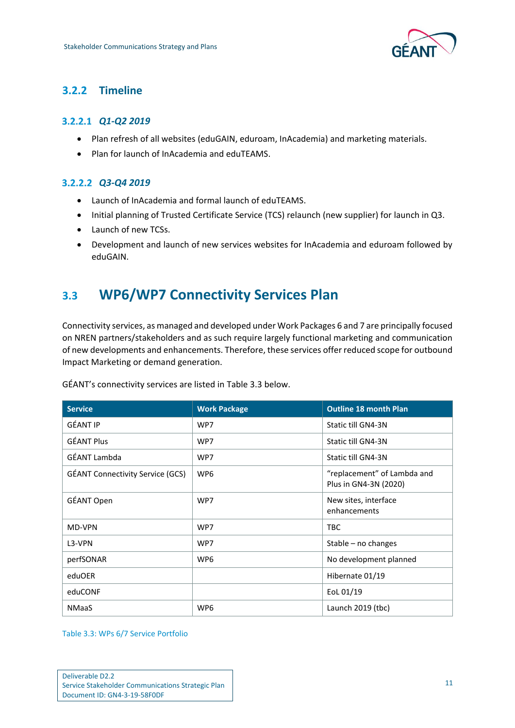### 3.2.2 Timeline

#### 3.2.2.1 *Q1-Q2 2019*

- Plan refresh of all websites (eduGAIN, eduroam, InAcademia) and marketing materials.
- Plan for launch of InAcademia and eduTEAMS.

#### 3.2.2.2 *Q3-Q4 2019*

- Launch of InAcademia and formal launch of eduTEAMS.
- Initial planning of Trusted Certificate Service (TCS) relaunch (new supplier) for launch in Q3.
- Launch of new TCSs.
- Development and launch of new services websites for InAcademia and eduroam followed by eduGAIN.

## 3.3 WP6/WP7 Connectivity Services Plan

Connectivity services, as managed and developed under Work Packages 6 and 7 are principally focused on NREN partners/stakeholders and as such require largely functional marketing and communication of new developments and enhancements. Therefore, these services offer reduced scope for outbound Impact Marketing or demand generation.

GÉANT's connectivity services are listed in Table 3.3 below.

| Service | Work Package | Outline 18 month Plan |
|---|---|---|
| GÉANT IP | WP7 | Static till GN4-3N |
| GÉANT Plus | WP7 | Static till GN4-3N |
| GÉANT Lambda | WP7 | Static till GN4-3N |
| GÉANT Connectivity Service (GCS) | WP6 | "replacement" of Lambda and Plus in GN4-3N (2020) |
| GÉANT Open | WP7 | New sites, interface enhancements |
| MD-VPN | WP7 | TBC |
| L3-VPN | WP7 | Stable – no changes |
| perfSONAR | WP6 | No development planned |
| eduOER | | Hibernate 01/19 |
| eduCONF | | EoL 01/19 |
| NMaaS | WP6 | Launch 2019 (tbc) |

Table 3.3: WPs 6/7 Service Portfolio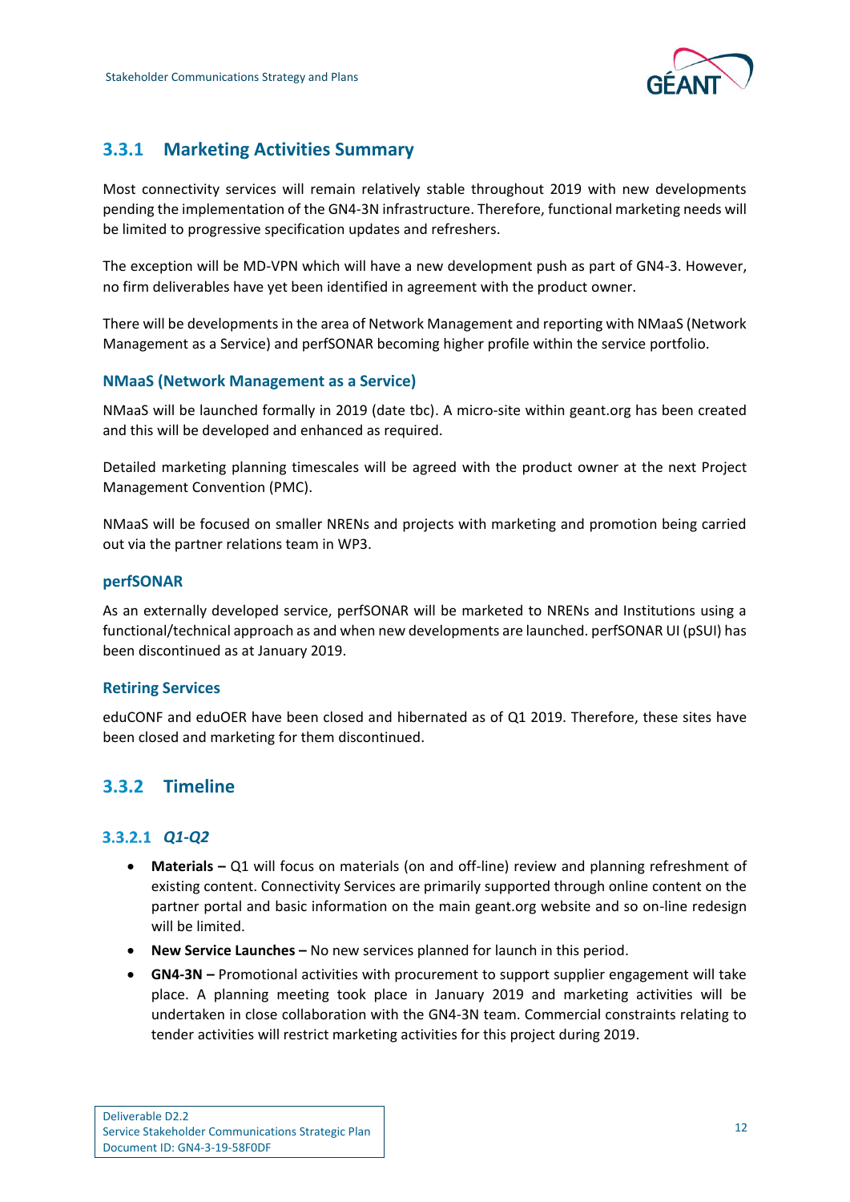### 3.3.1 Marketing Activities Summary

Most connectivity services will remain relatively stable throughout 2019 with new developments pending the implementation of the GN4-3N infrastructure. Therefore, functional marketing needs will be limited to progressive specification updates and refreshers.

The exception will be MD-VPN which will have a new development push as part of GN4-3. However, no firm deliverables have yet been identified in agreement with the product owner.

There will be developments in the area of Network Management and reporting with NMaaS (Network Management as a Service) and perfSONAR becoming higher profile within the service portfolio.

#### NMaaS (Network Management as a Service)

NMaaS will be launched formally in 2019 (date tbc). A micro-site within geant.org has been created and this will be developed and enhanced as required.

Detailed marketing planning timescales will be agreed with the product owner at the next Project Management Convention (PMC).

NMaaS will be focused on smaller NRENs and projects with marketing and promotion being carried out via the partner relations team in WP3.

#### perfSONAR

As an externally developed service, perfSONAR will be marketed to NRENs and Institutions using a functional/technical approach as and when new developments are launched. perfSONAR UI (pSUI) has been discontinued as at January 2019.

#### Retiring Services

eduCONF and eduOER have been closed and hibernated as of Q1 2019. Therefore, these sites have been closed and marketing for them discontinued.

### 3.3.2 Timeline

#### 3.3.2.1 *Q1-Q2*

- **Materials –** Q1 will focus on materials (on and off-line) review and planning refreshment of existing content. Connectivity Services are primarily supported through online content on the partner portal and basic information on the main geant.org website and so on-line redesign will be limited.
- **New Service Launches –** No new services planned for launch in this period.
- **GN4-3N –** Promotional activities with procurement to support supplier engagement will take place. A planning meeting took place in January 2019 and marketing activities will be undertaken in close collaboration with the GN4-3N team. Commercial constraints relating to tender activities will restrict marketing activities for this project during 2019.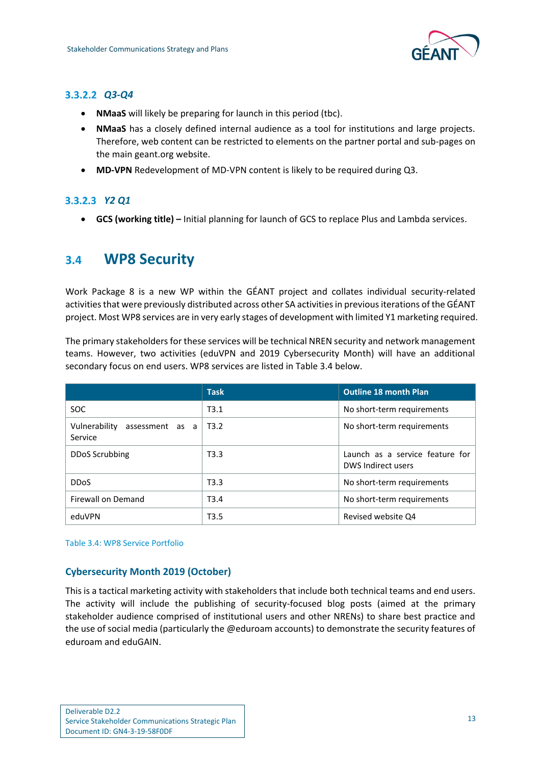#### 3.3.2.2 *Q3-Q4*

- **NMaaS** will likely be preparing for launch in this period (tbc).
- **NMaaS** has a closely defined internal audience as a tool for institutions and large projects. Therefore, web content can be restricted to elements on the partner portal and sub-pages on the main geant.org website.
- **MD-VPN** Redevelopment of MD-VPN content is likely to be required during Q3.

#### 3.3.2.3 *Y2 Q1*

- **GCS (working title) –** Initial planning for launch of GCS to replace Plus and Lambda services.

## 3.4 WP8 Security

Work Package 8 is a new WP within the GÉANT project and collates individual security-related activities that were previously distributed across other SA activities in previous iterations of the GÉANT project. Most WP8 services are in very early stages of development with limited Y1 marketing required.

The primary stakeholders for these services will be technical NREN security and network management teams. However, two activities (eduVPN and 2019 Cybersecurity Month) will have an additional secondary focus on end users. WP8 services are listed in Table 3.4 below.

| | Task | Outline 18 month Plan |
|---|---|---|
| SOC | T3.1 | No short-term requirements |
| Vulnerability assessment as a Service | T3.2 | No short-term requirements |
| DDoS Scrubbing | T3.3 | Launch as a service feature for DWS Indirect users |
| DDoS | T3.3 | No short-term requirements |
| Firewall on Demand | T3.4 | No short-term requirements |
| eduVPN | T3.5 | Revised website Q4 |

Table 3.4: WP8 Service Portfolio

### Cybersecurity Month 2019 (October)

This is a tactical marketing activity with stakeholders that include both technical teams and end users. The activity will include the publishing of security-focused blog posts (aimed at the primary stakeholder audience comprised of institutional users and other NRENs) to share best practice and the use of social media (particularly the @eduroam accounts) to demonstrate the security features of eduroam and eduGAIN.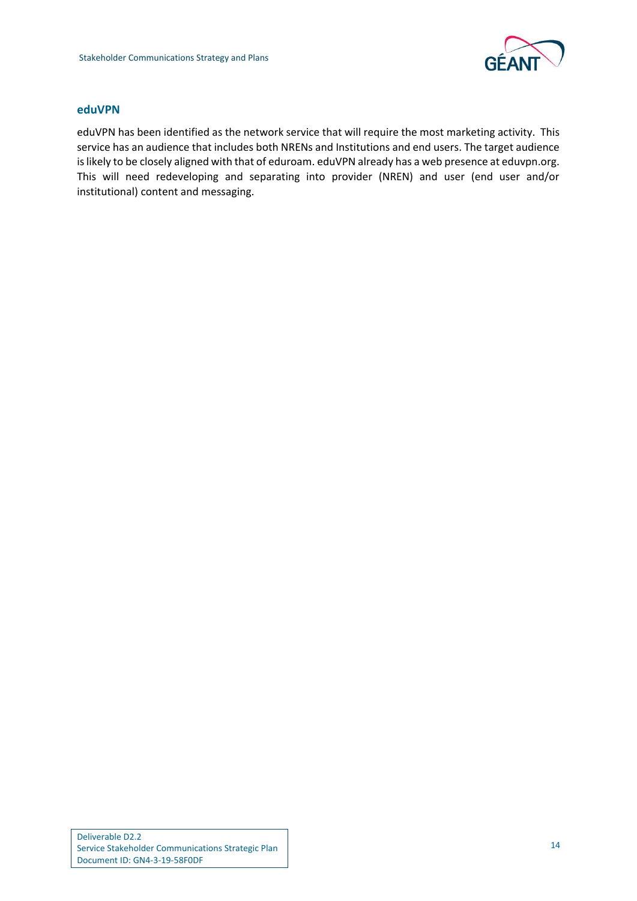### eduVPN

eduVPN has been identified as the network service that will require the most marketing activity. This service has an audience that includes both NRENs and Institutions and end users. The target audience is likely to be closely aligned with that of eduroam. eduVPN already has a web presence at eduvpn.org. This will need redeveloping and separating into provider (NREN) and user (end user and/or institutional) content and messaging.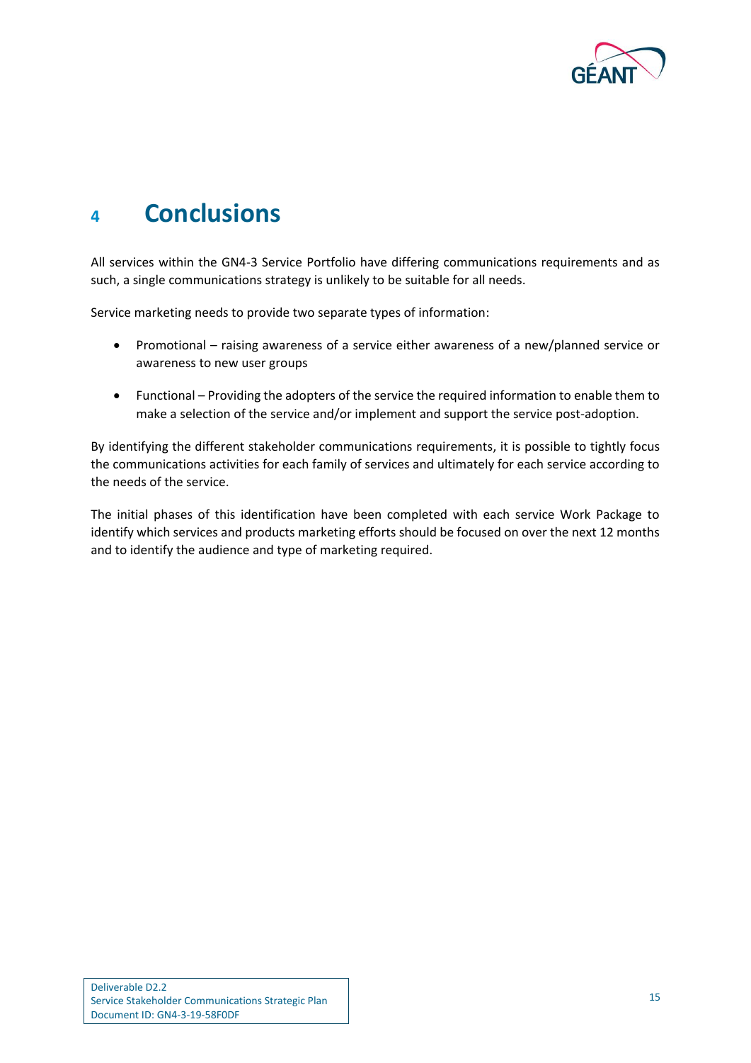# 4 Conclusions

All services within the GN4-3 Service Portfolio have differing communications requirements and as such, a single communications strategy is unlikely to be suitable for all needs.

Service marketing needs to provide two separate types of information:

- Promotional – raising awareness of a service either awareness of a new/planned service or awareness to new user groups
- Functional – Providing the adopters of the service the required information to enable them to make a selection of the service and/or implement and support the service post-adoption.

By identifying the different stakeholder communications requirements, it is possible to tightly focus the communications activities for each family of services and ultimately for each service according to the needs of the service.

The initial phases of this identification have been completed with each service Work Package to identify which services and products marketing efforts should be focused on over the next 12 months and to identify the audience and type of marketing required.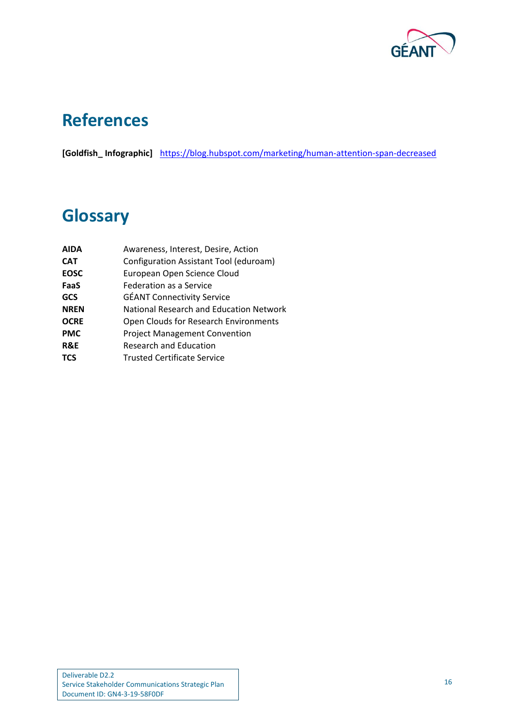# References

**[Goldfish_ Infographic]** https://blog.hubspot.com/marketing/human-attention-span-decreased

# Glossary

| | |
|---|---|
| **AIDA** | Awareness, Interest, Desire, Action |
| **CAT** | Configuration Assistant Tool (eduroam) |
| **EOSC** | European Open Science Cloud |
| **FaaS** | Federation as a Service |
| **GCS** | GÉANT Connectivity Service |
| **NREN** | National Research and Education Network |
| **OCRE** | Open Clouds for Research Environments |
| **PMC** | Project Management Convention |
| **R&E** | Research and Education |
| **TCS** | Trusted Certificate Service |